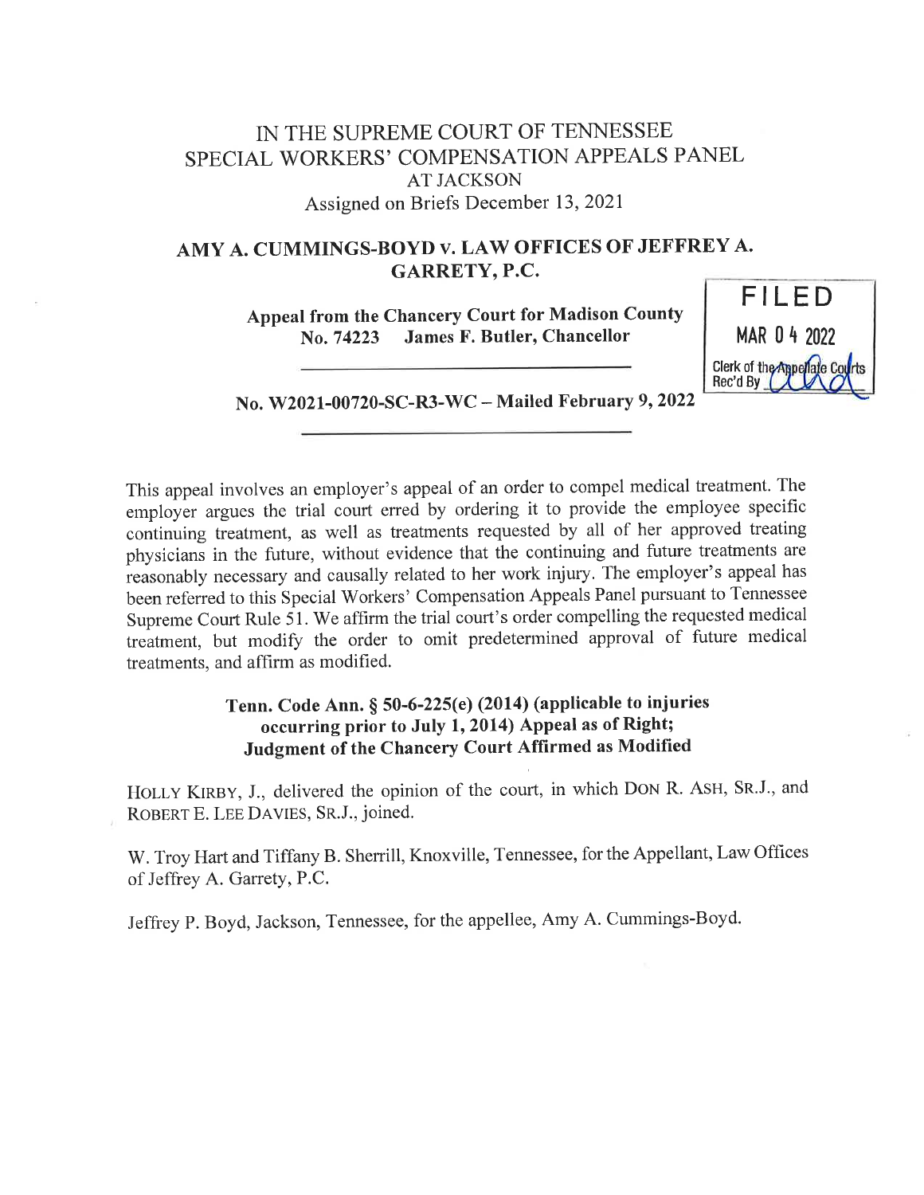# IN THE SUPREME COURT OF TENNESSEE
## SPECIAL WORKERS' COMPENSATION APPEALS PANEL
### AT JACKSON
Assigned on Briefs December 13, 2021

**AMY A. CUMMINGS-BOYD v. LAW OFFICES OF JEFFREY A. GARRETY, P.C.**

**Appeal from the Chancery Court for Madison County**
**No. 74223 James F. Butler, Chancellor**

FILED
MAR 04 2022
Clerk of the Appellate Courts
Rec'd By

---

**No. W2021-00720-SC-R3-WC – Mailed February 9, 2022**

---

This appeal involves an employer's appeal of an order to compel medical treatment. The employer argues the trial court erred by ordering it to provide the employee specific continuing treatment, as well as treatments requested by all of her approved treating physicians in the future, without evidence that the continuing and future treatments are reasonably necessary and causally related to her work injury. The employer's appeal has been referred to this Special Workers' Compensation Appeals Panel pursuant to Tennessee Supreme Court Rule 51. We affirm the trial court's order compelling the requested medical treatment, but modify the order to omit predetermined approval of future medical treatments, and affirm as modified.

**Tenn. Code Ann. § 50-6-225(e) (2014) (applicable to injuries occurring prior to July 1, 2014) Appeal as of Right; Judgment of the Chancery Court Affirmed as Modified**

HOLLY KIRBY, J., delivered the opinion of the court, in which DON R. ASH, SR.J., and ROBERT E. LEE DAVIES, SR.J., joined.

W. Troy Hart and Tiffany B. Sherrill, Knoxville, Tennessee, for the Appellant, Law Offices of Jeffrey A. Garrety, P.C.

Jeffrey P. Boyd, Jackson, Tennessee, for the appellee, Amy A. Cummings-Boyd.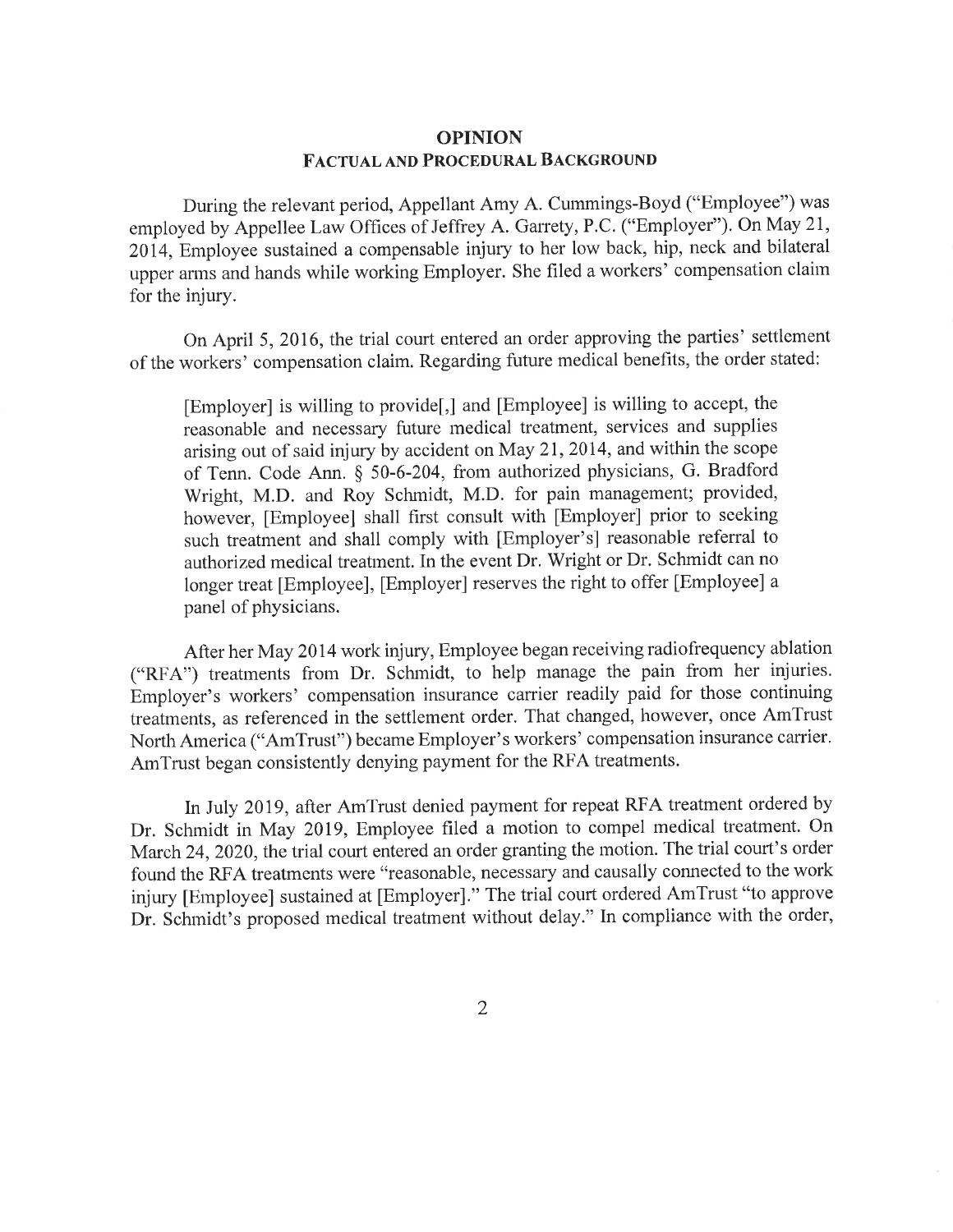## OPINION

### FACTUAL AND PROCEDURAL BACKGROUND

During the relevant period, Appellant Amy A. Cummings-Boyd ("Employee") was employed by Appellee Law Offices of Jeffrey A. Garrety, P.C. ("Employer"). On May 21, 2014, Employee sustained a compensable injury to her low back, hip, neck and bilateral upper arms and hands while working Employer. She filed a workers' compensation claim for the injury.

On April 5, 2016, the trial court entered an order approving the parties' settlement of the workers' compensation claim. Regarding future medical benefits, the order stated:

> [Employer] is willing to provide[,] and [Employee] is willing to accept, the reasonable and necessary future medical treatment, services and supplies arising out of said injury by accident on May 21, 2014, and within the scope of Tenn. Code Ann. § 50-6-204, from authorized physicians, G. Bradford Wright, M.D. and Roy Schmidt, M.D. for pain management; provided, however, [Employee] shall first consult with [Employer] prior to seeking such treatment and shall comply with [Employer's] reasonable referral to authorized medical treatment. In the event Dr. Wright or Dr. Schmidt can no longer treat [Employee], [Employer] reserves the right to offer [Employee] a panel of physicians.

After her May 2014 work injury, Employee began receiving radiofrequency ablation ("RFA") treatments from Dr. Schmidt, to help manage the pain from her injuries. Employer's workers' compensation insurance carrier readily paid for those continuing treatments, as referenced in the settlement order. That changed, however, once AmTrust North America ("AmTrust") became Employer's workers' compensation insurance carrier. AmTrust began consistently denying payment for the RFA treatments.

In July 2019, after AmTrust denied payment for repeat RFA treatment ordered by Dr. Schmidt in May 2019, Employee filed a motion to compel medical treatment. On March 24, 2020, the trial court entered an order granting the motion. The trial court's order found the RFA treatments were "reasonable, necessary and causally connected to the work injury [Employee] sustained at [Employer]." The trial court ordered AmTrust "to approve Dr. Schmidt's proposed medical treatment without delay." In compliance with the order,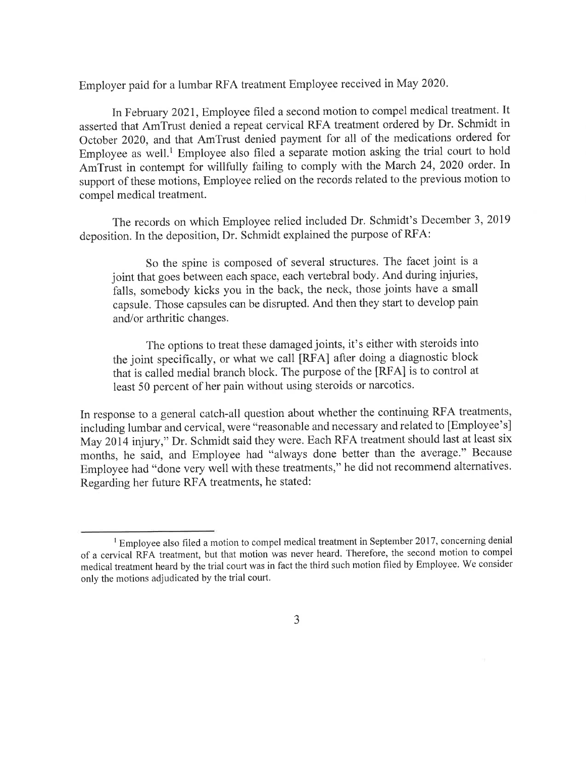Employer paid for a lumbar RFA treatment Employee received in May 2020.

In February 2021, Employee filed a second motion to compel medical treatment. It asserted that AmTrust denied a repeat cervical RFA treatment ordered by Dr. Schmidt in October 2020, and that AmTrust denied payment for all of the medications ordered for Employee as well.[1] Employee also filed a separate motion asking the trial court to hold AmTrust in contempt for willfully failing to comply with the March 24, 2020 order. In support of these motions, Employee relied on the records related to the previous motion to compel medical treatment.

The records on which Employee relied included Dr. Schmidt's December 3, 2019 deposition. In the deposition, Dr. Schmidt explained the purpose of RFA:

> So the spine is composed of several structures. The facet joint is a joint that goes between each space, each vertebral body. And during injuries, falls, somebody kicks you in the back, the neck, those joints have a small capsule. Those capsules can be disrupted. And then they start to develop pain and/or arthritic changes.
>
> The options to treat these damaged joints, it's either with steroids into the joint specifically, or what we call [RFA] after doing a diagnostic block that is called medial branch block. The purpose of the [RFA] is to control at least 50 percent of her pain without using steroids or narcotics.

In response to a general catch-all question about whether the continuing RFA treatments, including lumbar and cervical, were "reasonable and necessary and related to [Employee's] May 2014 injury," Dr. Schmidt said they were. Each RFA treatment should last at least six months, he said, and Employee had "always done better than the average." Because Employee had "done very well with these treatments," he did not recommend alternatives. Regarding her future RFA treatments, he stated:

---

[1] Employee also filed a motion to compel medical treatment in September 2017, concerning denial of a cervical RFA treatment, but that motion was never heard. Therefore, the second motion to compel medical treatment heard by the trial court was in fact the third such motion filed by Employee. We consider only the motions adjudicated by the trial court.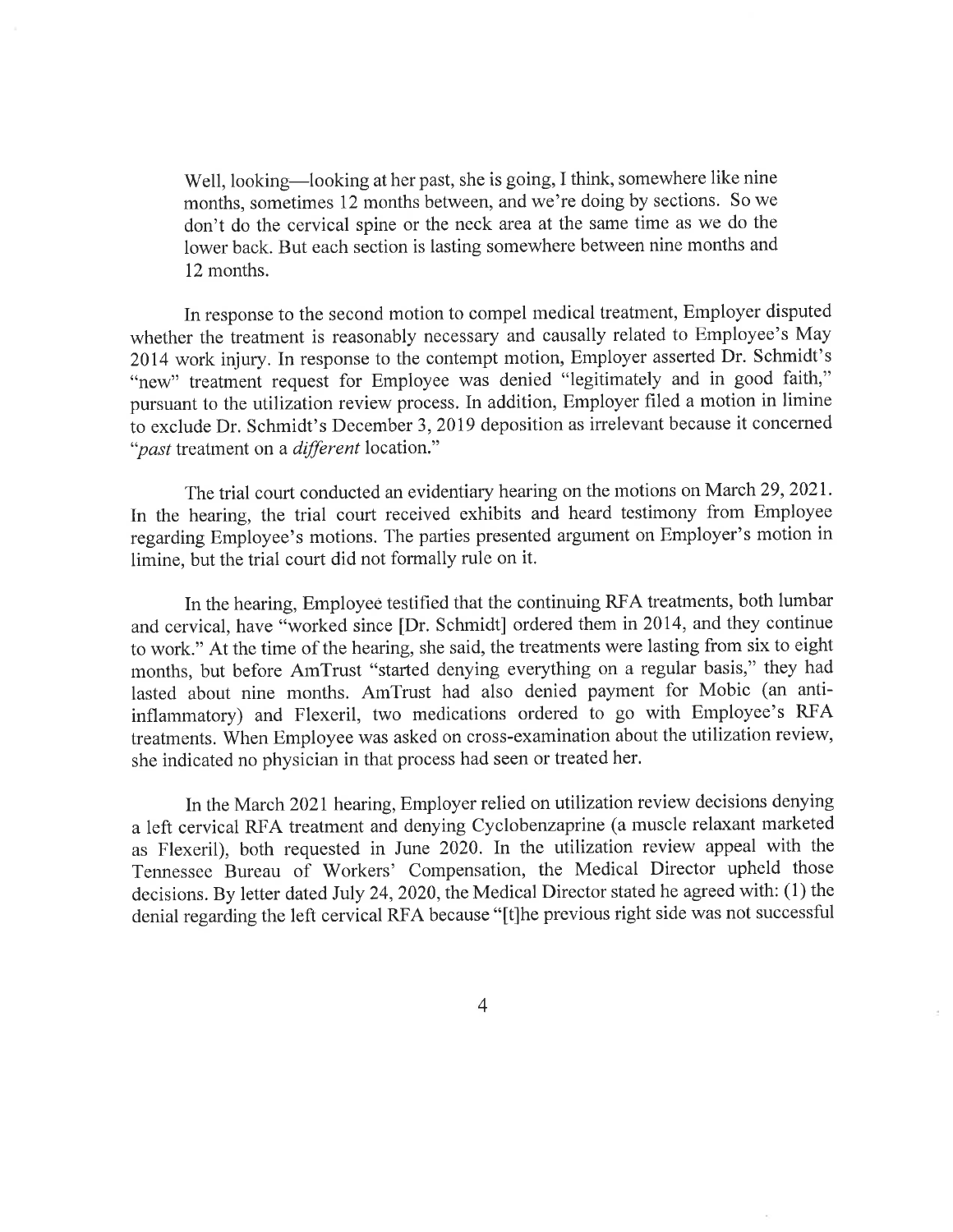> Well, looking—looking at her past, she is going, I think, somewhere like nine months, sometimes 12 months between, and we're doing by sections. So we don't do the cervical spine or the neck area at the same time as we do the lower back. But each section is lasting somewhere between nine months and 12 months.

In response to the second motion to compel medical treatment, Employer disputed whether the treatment is reasonably necessary and causally related to Employee's May 2014 work injury. In response to the contempt motion, Employer asserted Dr. Schmidt's "new" treatment request for Employee was denied "legitimately and in good faith," pursuant to the utilization review process. In addition, Employer filed a motion in limine to exclude Dr. Schmidt's December 3, 2019 deposition as irrelevant because it concerned "*past* treatment on a *different* location."

The trial court conducted an evidentiary hearing on the motions on March 29, 2021. In the hearing, the trial court received exhibits and heard testimony from Employee regarding Employee's motions. The parties presented argument on Employer's motion in limine, but the trial court did not formally rule on it.

In the hearing, Employee testified that the continuing RFA treatments, both lumbar and cervical, have "worked since [Dr. Schmidt] ordered them in 2014, and they continue to work." At the time of the hearing, she said, the treatments were lasting from six to eight months, but before AmTrust "started denying everything on a regular basis," they had lasted about nine months. AmTrust had also denied payment for Mobic (an anti-inflammatory) and Flexeril, two medications ordered to go with Employee's RFA treatments. When Employee was asked on cross-examination about the utilization review, she indicated no physician in that process had seen or treated her.

In the March 2021 hearing, Employer relied on utilization review decisions denying a left cervical RFA treatment and denying Cyclobenzaprine (a muscle relaxant marketed as Flexeril), both requested in June 2020. In the utilization review appeal with the Tennessee Bureau of Workers' Compensation, the Medical Director upheld those decisions. By letter dated July 24, 2020, the Medical Director stated he agreed with: (1) the denial regarding the left cervical RFA because "[t]he previous right side was not successful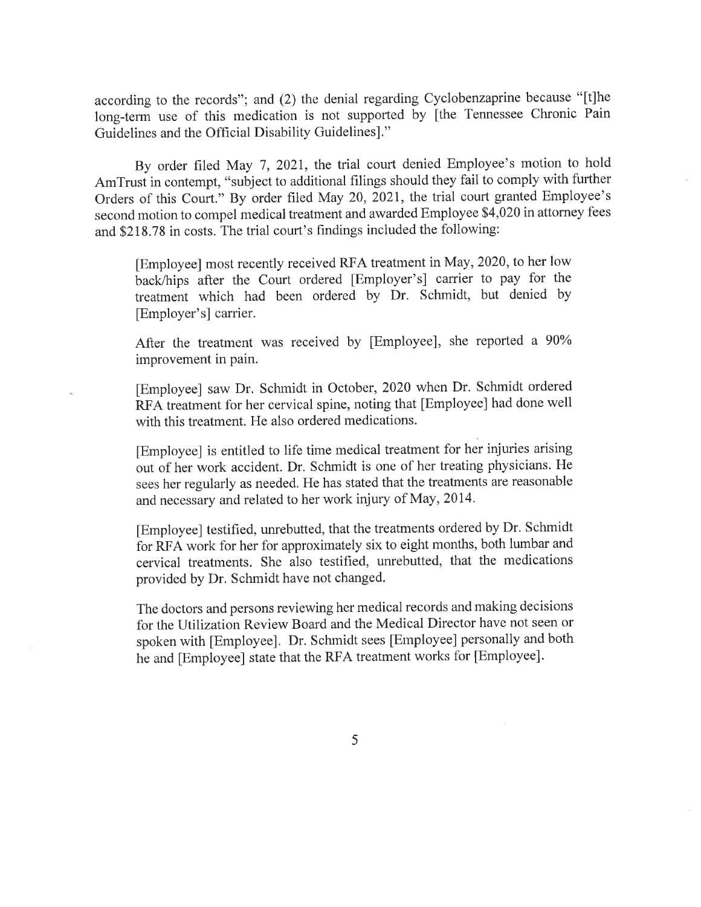according to the records"; and (2) the denial regarding Cyclobenzaprine because "[t]he long-term use of this medication is not supported by [the Tennessee Chronic Pain Guidelines and the Official Disability Guidelines]."

By order filed May 7, 2021, the trial court denied Employee's motion to hold AmTrust in contempt, "subject to additional filings should they fail to comply with further Orders of this Court." By order filed May 20, 2021, the trial court granted Employee's second motion to compel medical treatment and awarded Employee $4,020 in attorney fees and $218.78 in costs. The trial court's findings included the following:

> [Employee] most recently received RFA treatment in May, 2020, to her low back/hips after the Court ordered [Employer's] carrier to pay for the treatment which had been ordered by Dr. Schmidt, but denied by [Employer's] carrier.
>
> After the treatment was received by [Employee], she reported a 90% improvement in pain.
>
> [Employee] saw Dr. Schmidt in October, 2020 when Dr. Schmidt ordered RFA treatment for her cervical spine, noting that [Employee] had done well with this treatment. He also ordered medications.
>
> [Employee] is entitled to life time medical treatment for her injuries arising out of her work accident. Dr. Schmidt is one of her treating physicians. He sees her regularly as needed. He has stated that the treatments are reasonable and necessary and related to her work injury of May, 2014.
>
> [Employee] testified, unrebutted, that the treatments ordered by Dr. Schmidt for RFA work for her for approximately six to eight months, both lumbar and cervical treatments. She also testified, unrebutted, that the medications provided by Dr. Schmidt have not changed.
>
> The doctors and persons reviewing her medical records and making decisions for the Utilization Review Board and the Medical Director have not seen or spoken with [Employee]. Dr. Schmidt sees [Employee] personally and both he and [Employee] state that the RFA treatment works for [Employee].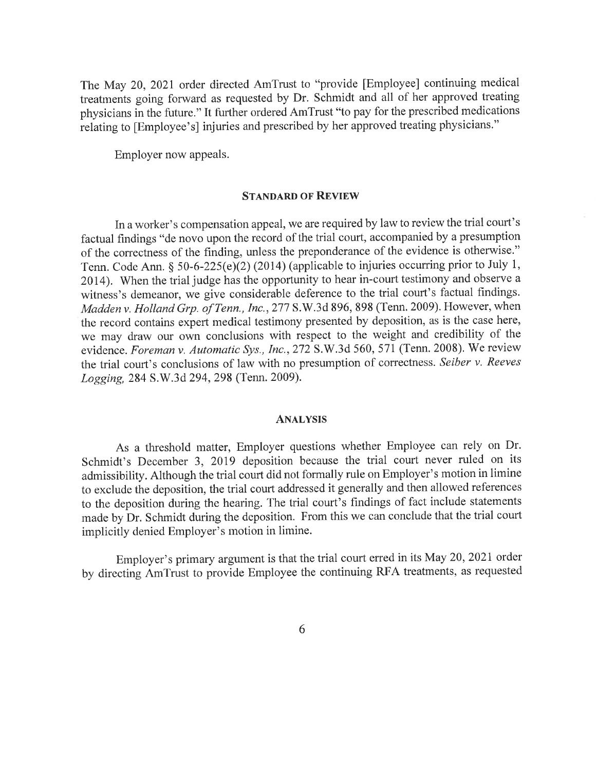The May 20, 2021 order directed AmTrust to "provide [Employee] continuing medical treatments going forward as requested by Dr. Schmidt and all of her approved treating physicians in the future." It further ordered AmTrust "to pay for the prescribed medications relating to [Employee's] injuries and prescribed by her approved treating physicians."

Employer now appeals.

## STANDARD OF REVIEW

In a worker's compensation appeal, we are required by law to review the trial court's factual findings "de novo upon the record of the trial court, accompanied by a presumption of the correctness of the finding, unless the preponderance of the evidence is otherwise." Tenn. Code Ann. § 50-6-225(e)(2) (2014) (applicable to injuries occurring prior to July 1, 2014). When the trial judge has the opportunity to hear in-court testimony and observe a witness's demeanor, we give considerable deference to the trial court's factual findings. *Madden v. Holland Grp. of Tenn., Inc.*, 277 S.W.3d 896, 898 (Tenn. 2009). However, when the record contains expert medical testimony presented by deposition, as is the case here, we may draw our own conclusions with respect to the weight and credibility of the evidence. *Foreman v. Automatic Sys., Inc.*, 272 S.W.3d 560, 571 (Tenn. 2008). We review the trial court's conclusions of law with no presumption of correctness. *Seiber v. Reeves Logging*, 284 S.W.3d 294, 298 (Tenn. 2009).

## ANALYSIS

As a threshold matter, Employer questions whether Employee can rely on Dr. Schmidt's December 3, 2019 deposition because the trial court never ruled on its admissibility. Although the trial court did not formally rule on Employer's motion in limine to exclude the deposition, the trial court addressed it generally and then allowed references to the deposition during the hearing. The trial court's findings of fact include statements made by Dr. Schmidt during the deposition. From this we can conclude that the trial court implicitly denied Employer's motion in limine.

Employer's primary argument is that the trial court erred in its May 20, 2021 order by directing AmTrust to provide Employee the continuing RFA treatments, as requested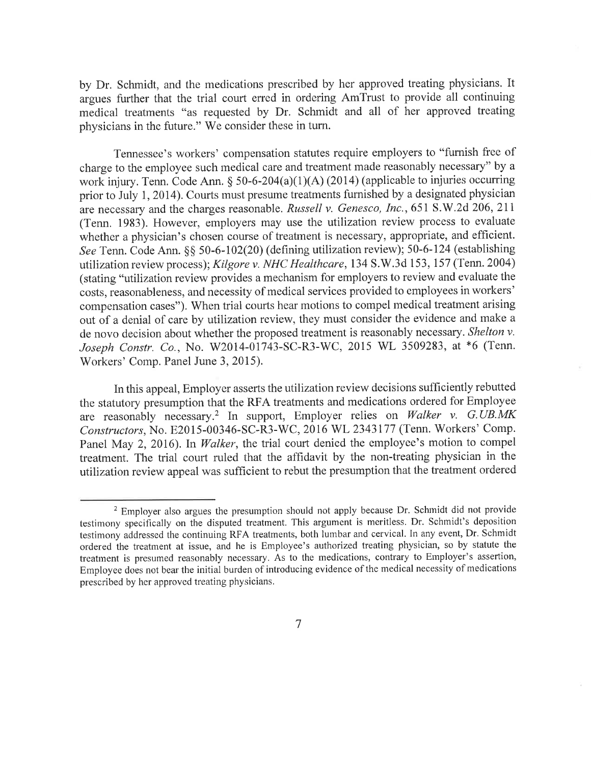by Dr. Schmidt, and the medications prescribed by her approved treating physicians. It argues further that the trial court erred in ordering AmTrust to provide all continuing medical treatments "as requested by Dr. Schmidt and all of her approved treating physicians in the future." We consider these in turn.

Tennessee's workers' compensation statutes require employers to "furnish free of charge to the employee such medical care and treatment made reasonably necessary" by a work injury. Tenn. Code Ann. § 50-6-204(a)(1)(A) (2014) (applicable to injuries occurring prior to July 1, 2014). Courts must presume treatments furnished by a designated physician are necessary and the charges reasonable. *Russell v. Genesco, Inc.*, 651 S.W.2d 206, 211 (Tenn. 1983). However, employers may use the utilization review process to evaluate whether a physician's chosen course of treatment is necessary, appropriate, and efficient. *See* Tenn. Code Ann. §§ 50-6-102(20) (defining utilization review); 50-6-124 (establishing utilization review process); *Kilgore v. NHC Healthcare*, 134 S.W.3d 153, 157 (Tenn. 2004) (stating "utilization review provides a mechanism for employers to review and evaluate the costs, reasonableness, and necessity of medical services provided to employees in workers' compensation cases"). When trial courts hear motions to compel medical treatment arising out of a denial of care by utilization review, they must consider the evidence and make a de novo decision about whether the proposed treatment is reasonably necessary. *Shelton v. Joseph Constr. Co.*, No. W2014-01743-SC-R3-WC, 2015 WL 3509283, at *6 (Tenn. Workers' Comp. Panel June 3, 2015).

In this appeal, Employer asserts the utilization review decisions sufficiently rebutted the statutory presumption that the RFA treatments and medications ordered for Employee are reasonably necessary.[2] In support, Employer relies on *Walker v. G.UB.MK Constructors*, No. E2015-00346-SC-R3-WC, 2016 WL 2343177 (Tenn. Workers' Comp. Panel May 2, 2016). In *Walker*, the trial court denied the employee's motion to compel treatment. The trial court ruled that the affidavit by the non-treating physician in the utilization review appeal was sufficient to rebut the presumption that the treatment ordered

---

[2] Employer also argues the presumption should not apply because Dr. Schmidt did not provide testimony specifically on the disputed treatment. This argument is meritless. Dr. Schmidt's deposition testimony addressed the continuing RFA treatments, both lumbar and cervical. In any event, Dr. Schmidt ordered the treatment at issue, and he is Employee's authorized treating physician, so by statute the treatment is presumed reasonably necessary. As to the medications, contrary to Employer's assertion, Employee does not bear the initial burden of introducing evidence of the medical necessity of medications prescribed by her approved treating physicians.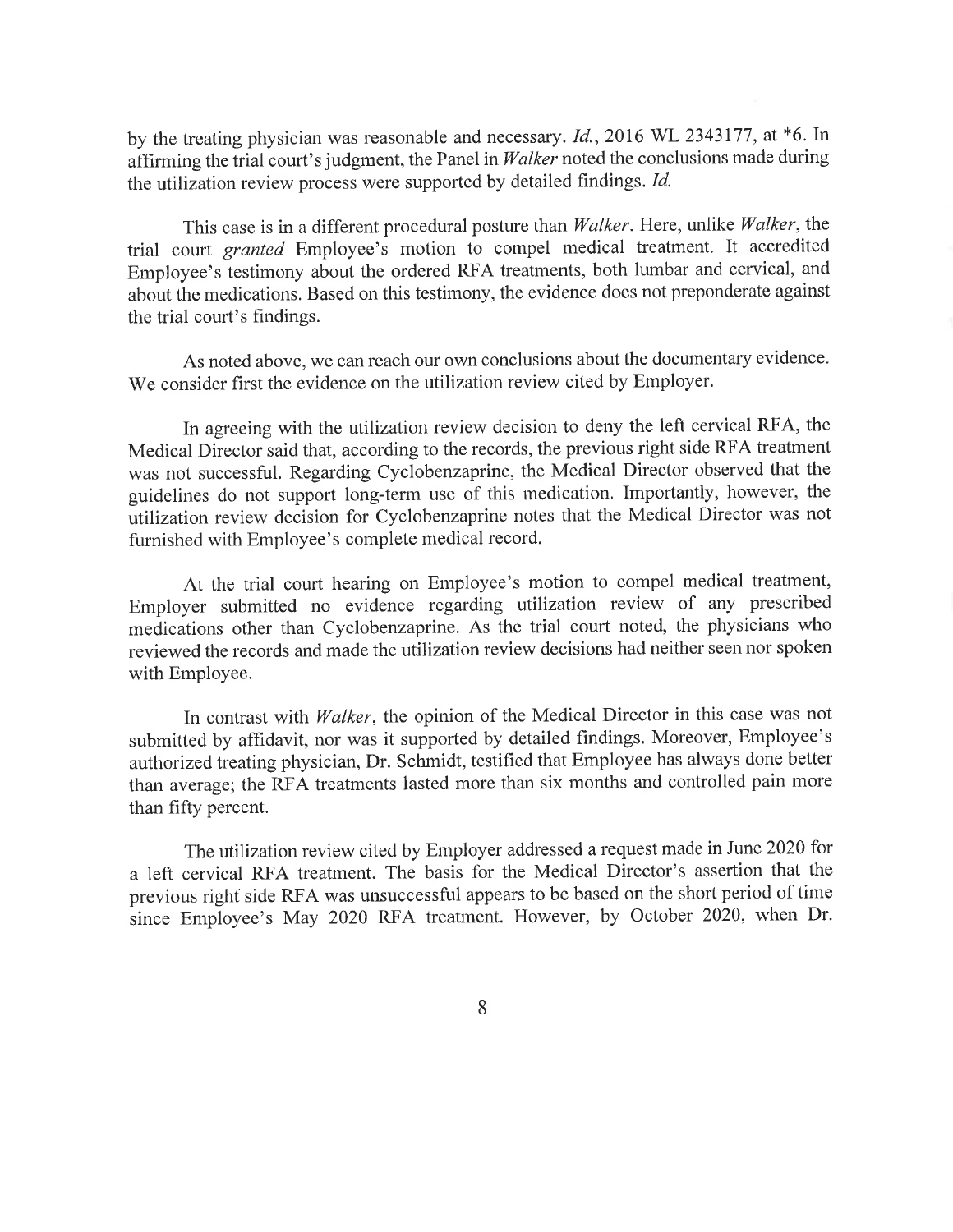by the treating physician was reasonable and necessary. *Id.*, 2016 WL 2343177, at *6. In affirming the trial court's judgment, the Panel in *Walker* noted the conclusions made during the utilization review process were supported by detailed findings. *Id.*

This case is in a different procedural posture than *Walker*. Here, unlike *Walker*, the trial court *granted* Employee's motion to compel medical treatment. It accredited Employee's testimony about the ordered RFA treatments, both lumbar and cervical, and about the medications. Based on this testimony, the evidence does not preponderate against the trial court's findings.

As noted above, we can reach our own conclusions about the documentary evidence. We consider first the evidence on the utilization review cited by Employer.

In agreeing with the utilization review decision to deny the left cervical RFA, the Medical Director said that, according to the records, the previous right side RFA treatment was not successful. Regarding Cyclobenzaprine, the Medical Director observed that the guidelines do not support long-term use of this medication. Importantly, however, the utilization review decision for Cyclobenzaprine notes that the Medical Director was not furnished with Employee's complete medical record.

At the trial court hearing on Employee's motion to compel medical treatment, Employer submitted no evidence regarding utilization review of any prescribed medications other than Cyclobenzaprine. As the trial court noted, the physicians who reviewed the records and made the utilization review decisions had neither seen nor spoken with Employee.

In contrast with *Walker*, the opinion of the Medical Director in this case was not submitted by affidavit, nor was it supported by detailed findings. Moreover, Employee's authorized treating physician, Dr. Schmidt, testified that Employee has always done better than average; the RFA treatments lasted more than six months and controlled pain more than fifty percent.

The utilization review cited by Employer addressed a request made in June 2020 for a left cervical RFA treatment. The basis for the Medical Director's assertion that the previous right side RFA was unsuccessful appears to be based on the short period of time since Employee's May 2020 RFA treatment. However, by October 2020, when Dr.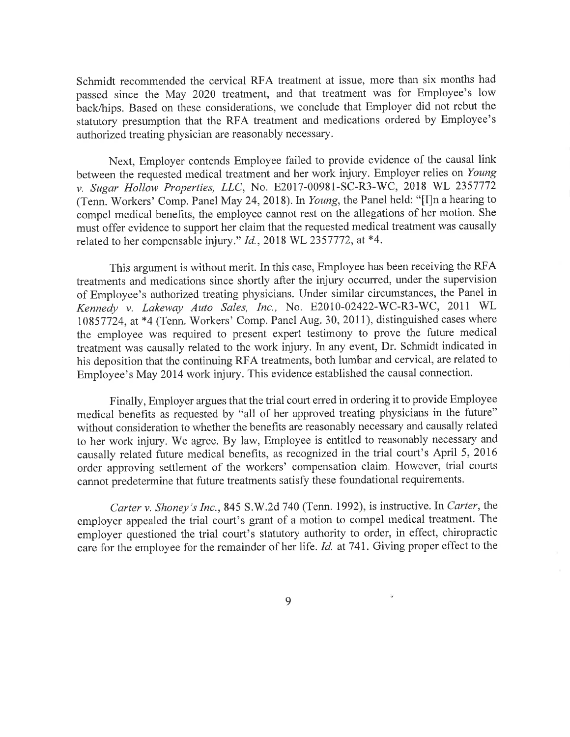Schmidt recommended the cervical RFA treatment at issue, more than six months had passed since the May 2020 treatment, and that treatment was for Employee's low back/hips. Based on these considerations, we conclude that Employer did not rebut the statutory presumption that the RFA treatment and medications ordered by Employee's authorized treating physician are reasonably necessary.

Next, Employer contends Employee failed to provide evidence of the causal link between the requested medical treatment and her work injury. Employer relies on *Young v. Sugar Hollow Properties, LLC*, No. E2017-00981-SC-R3-WC, 2018 WL 2357772 (Tenn. Workers' Comp. Panel May 24, 2018). In *Young*, the Panel held: "[I]n a hearing to compel medical benefits, the employee cannot rest on the allegations of her motion. She must offer evidence to support her claim that the requested medical treatment was causally related to her compensable injury." *Id.*, 2018 WL 2357772, at *4.

This argument is without merit. In this case, Employee has been receiving the RFA treatments and medications since shortly after the injury occurred, under the supervision of Employee's authorized treating physicians. Under similar circumstances, the Panel in *Kennedy v. Lakeway Auto Sales, Inc.*, No. E2010-02422-WC-R3-WC, 2011 WL 10857724, at *4 (Tenn. Workers' Comp. Panel Aug. 30, 2011), distinguished cases where the employee was required to present expert testimony to prove the future medical treatment was causally related to the work injury. In any event, Dr. Schmidt indicated in his deposition that the continuing RFA treatments, both lumbar and cervical, are related to Employee's May 2014 work injury. This evidence established the causal connection.

Finally, Employer argues that the trial court erred in ordering it to provide Employee medical benefits as requested by "all of her approved treating physicians in the future" without consideration to whether the benefits are reasonably necessary and causally related to her work injury. We agree. By law, Employee is entitled to reasonably necessary and causally related future medical benefits, as recognized in the trial court's April 5, 2016 order approving settlement of the workers' compensation claim. However, trial courts cannot predetermine that future treatments satisfy these foundational requirements.

*Carter v. Shoney's Inc.*, 845 S.W.2d 740 (Tenn. 1992), is instructive. In *Carter*, the employer appealed the trial court's grant of a motion to compel medical treatment. The employer questioned the trial court's statutory authority to order, in effect, chiropractic care for the employee for the remainder of her life. *Id.* at 741. Giving proper effect to the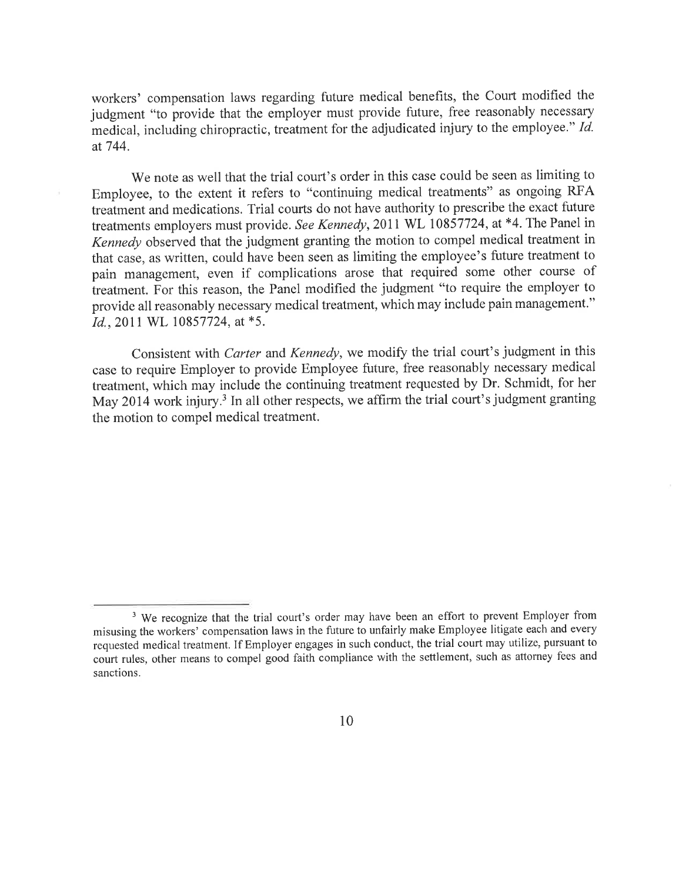workers' compensation laws regarding future medical benefits, the Court modified the judgment "to provide that the employer must provide future, free reasonably necessary medical, including chiropractic, treatment for the adjudicated injury to the employee." *Id.* at 744.

We note as well that the trial court's order in this case could be seen as limiting to Employee, to the extent it refers to "continuing medical treatments" as ongoing RFA treatment and medications. Trial courts do not have authority to prescribe the exact future treatments employers must provide. *See Kennedy*, 2011 WL 10857724, at *4. The Panel in *Kennedy* observed that the judgment granting the motion to compel medical treatment in that case, as written, could have been seen as limiting the employee's future treatment to pain management, even if complications arose that required some other course of treatment. For this reason, the Panel modified the judgment "to require the employer to provide all reasonably necessary medical treatment, which may include pain management." *Id.*, 2011 WL 10857724, at *5.

Consistent with *Carter* and *Kennedy*, we modify the trial court's judgment in this case to require Employer to provide Employee future, free reasonably necessary medical treatment, which may include the continuing treatment requested by Dr. Schmidt, for her May 2014 work injury.[3] In all other respects, we affirm the trial court's judgment granting the motion to compel medical treatment.

---

[3] We recognize that the trial court's order may have been an effort to prevent Employer from misusing the workers' compensation laws in the future to unfairly make Employee litigate each and every requested medical treatment. If Employer engages in such conduct, the trial court may utilize, pursuant to court rules, other means to compel good faith compliance with the settlement, such as attorney fees and sanctions.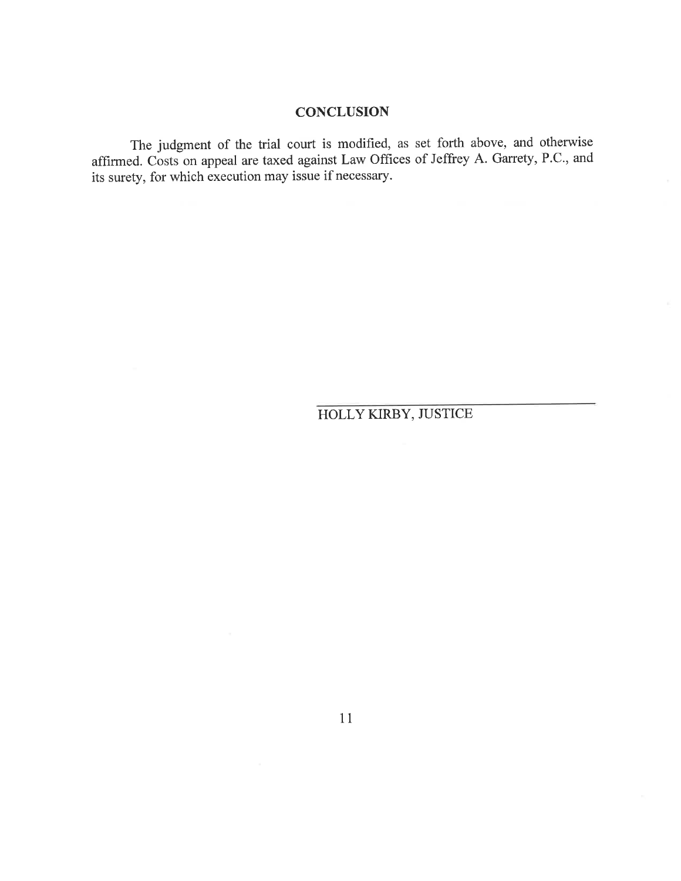## CONCLUSION

The judgment of the trial court is modified, as set forth above, and otherwise affirmed. Costs on appeal are taxed against Law Offices of Jeffrey A. Garrety, P.C., and its surety, for which execution may issue if necessary.

HOLLY KIRBY, JUSTICE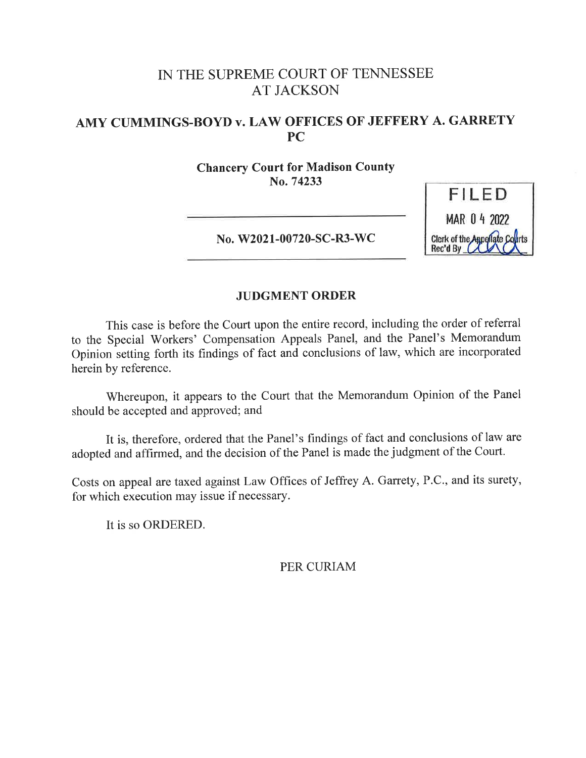# IN THE SUPREME COURT OF TENNESSEE AT JACKSON

## AMY CUMMINGS-BOYD v. LAW OFFICES OF JEFFERY A. GARRETY PC

**Chancery Court for Madison County**
**No. 74233**

FILED
MAR 04 2022
Clerk of the Appellate Courts
Rec'd By

---

**No. W2021-00720-SC-R3-WC**

---

**JUDGMENT ORDER**

This case is before the Court upon the entire record, including the order of referral to the Special Workers' Compensation Appeals Panel, and the Panel's Memorandum Opinion setting forth its findings of fact and conclusions of law, which are incorporated herein by reference.

Whereupon, it appears to the Court that the Memorandum Opinion of the Panel should be accepted and approved; and

It is, therefore, ordered that the Panel's findings of fact and conclusions of law are adopted and affirmed, and the decision of the Panel is made the judgment of the Court.

Costs on appeal are taxed against Law Offices of Jeffrey A. Garrety, P.C., and its surety, for which execution may issue if necessary.

It is so ORDERED.

PER CURIAM